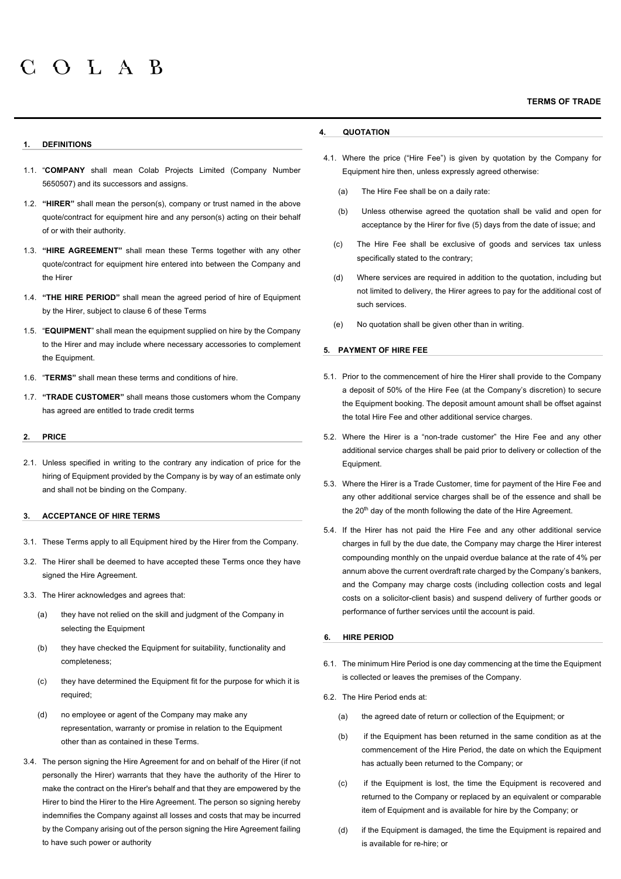C O L A B

**TERMS OF TRADE**

## 1. DEFINITIONS

1.1. "**COMPANY** shall mean Colab Projects Limited (Company Number 5650507) and its successors and assigns.

1.2. **"HIRER"** shall mean the person(s), company or trust named in the above quote/contract for equipment hire and any person(s) acting on their behalf of or with their authority.

1.3. **"HIRE AGREEMENT"** shall mean these Terms together with any other quote/contract for equipment hire entered into between the Company and the Hirer

1.4. **"THE HIRE PERIOD"** shall mean the agreed period of hire of Equipment by the Hirer, subject to clause 6 of these Terms

1.5. "**EQUIPMENT**" shall mean the equipment supplied on hire by the Company to the Hirer and may include where necessary accessories to complement the Equipment.

1.6. **"TERMS"** shall mean these terms and conditions of hire.

1.7. **"TRADE CUSTOMER"** shall means those customers whom the Company has agreed are entitled to trade credit terms

## 2. PRICE

2.1. Unless specified in writing to the contrary any indication of price for the hiring of Equipment provided by the Company is by way of an estimate only and shall not be binding on the Company.

## 3. ACCEPTANCE OF HIRE TERMS

3.1. These Terms apply to all Equipment hired by the Hirer from the Company.

3.2. The Hirer shall be deemed to have accepted these Terms once they have signed the Hire Agreement.

3.3. The Hirer acknowledges and agrees that:

(a) they have not relied on the skill and judgment of the Company in selecting the Equipment

(b) they have checked the Equipment for suitability, functionality and completeness;

(c) they have determined the Equipment fit for the purpose for which it is required;

(d) no employee or agent of the Company may make any representation, warranty or promise in relation to the Equipment other than as contained in these Terms.

3.4. The person signing the Hire Agreement for and on behalf of the Hirer (if not personally the Hirer) warrants that they have the authority of the Hirer to make the contract on the Hirer's behalf and that they are empowered by the Hirer to bind the Hirer to the Hire Agreement. The person so signing hereby indemnifies the Company against all losses and costs that may be incurred by the Company arising out of the person signing the Hire Agreement failing to have such power or authority

## 4. QUOTATION

4.1. Where the price ("Hire Fee") is given by quotation by the Company for Equipment hire then, unless expressly agreed otherwise:

(a) The Hire Fee shall be on a daily rate:

(b) Unless otherwise agreed the quotation shall be valid and open for acceptance by the Hirer for five (5) days from the date of issue; and

(c) The Hire Fee shall be exclusive of goods and services tax unless specifically stated to the contrary;

(d) Where services are required in addition to the quotation, including but not limited to delivery, the Hirer agrees to pay for the additional cost of such services.

(e) No quotation shall be given other than in writing.

## 5. PAYMENT OF HIRE FEE

5.1. Prior to the commencement of hire the Hirer shall provide to the Company a deposit of 50% of the Hire Fee (at the Company's discretion) to secure the Equipment booking. The deposit amount amount shall be offset against the total Hire Fee and other additional service charges.

5.2. Where the Hirer is a "non-trade customer" the Hire Fee and any other additional service charges shall be paid prior to delivery or collection of the Equipment.

5.3. Where the Hirer is a Trade Customer, time for payment of the Hire Fee and any other additional service charges shall be of the essence and shall be the 20th day of the month following the date of the Hire Agreement.

5.4. If the Hirer has not paid the Hire Fee and any other additional service charges in full by the due date, the Company may charge the Hirer interest compounding monthly on the unpaid overdue balance at the rate of 4% per annum above the current overdraft rate charged by the Company's bankers, and the Company may charge costs (including collection costs and legal costs on a solicitor-client basis) and suspend delivery of further goods or performance of further services until the account is paid.

## 6. HIRE PERIOD

6.1. The minimum Hire Period is one day commencing at the time the Equipment is collected or leaves the premises of the Company.

6.2. The Hire Period ends at:

(a) the agreed date of return or collection of the Equipment; or

(b) if the Equipment has been returned in the same condition as at the commencement of the Hire Period, the date on which the Equipment has actually been returned to the Company; or

(c) if the Equipment is lost, the time the Equipment is recovered and returned to the Company or replaced by an equivalent or comparable item of Equipment and is available for hire by the Company; or

(d) if the Equipment is damaged, the time the Equipment is repaired and is available for re-hire; or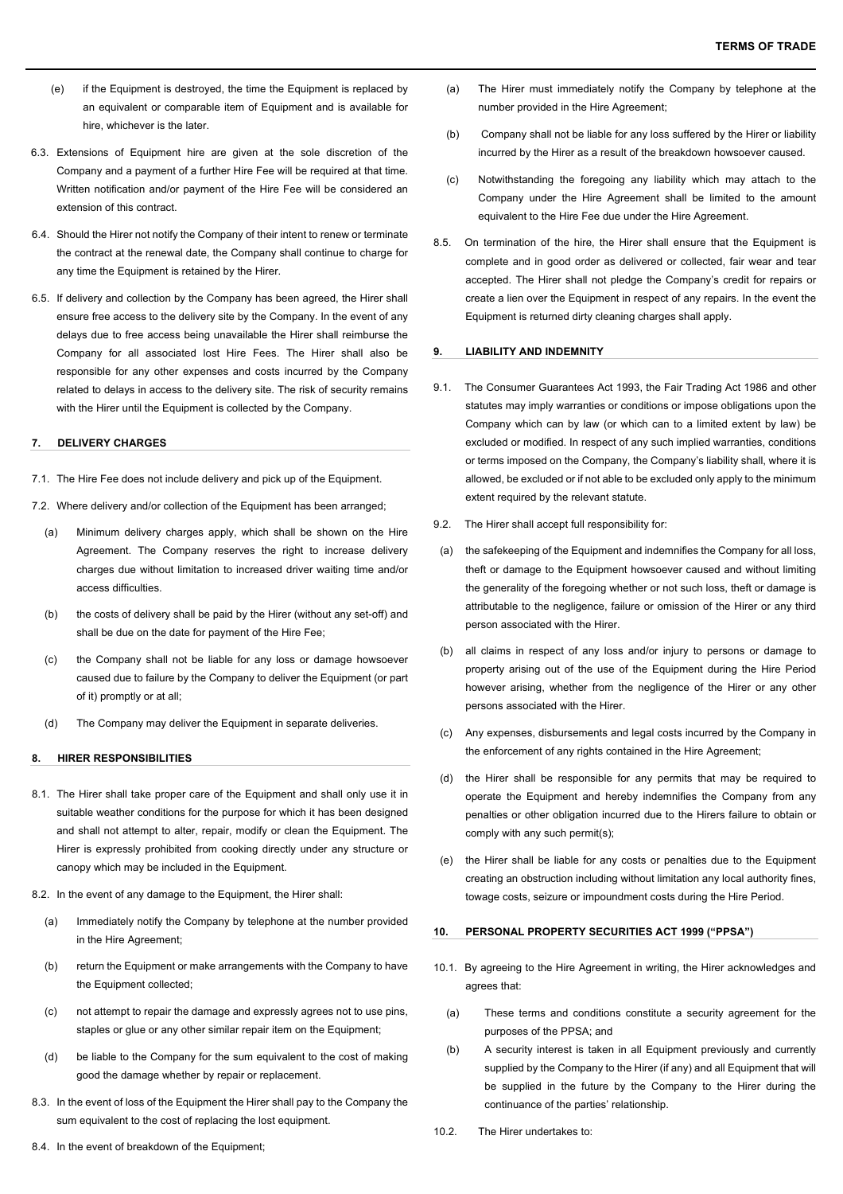(e) if the Equipment is destroyed, the time the Equipment is replaced by an equivalent or comparable item of Equipment and is available for hire, whichever is the later.

6.3. Extensions of Equipment hire are given at the sole discretion of the Company and a payment of a further Hire Fee will be required at that time. Written notification and/or payment of the Hire Fee will be considered an extension of this contract.

6.4. Should the Hirer not notify the Company of their intent to renew or terminate the contract at the renewal date, the Company shall continue to charge for any time the Equipment is retained by the Hirer.

6.5. If delivery and collection by the Company has been agreed, the Hirer shall ensure free access to the delivery site by the Company. In the event of any delays due to free access being unavailable the Hirer shall reimburse the Company for all associated lost Hire Fees. The Hirer shall also be responsible for any other expenses and costs incurred by the Company related to delays in access to the delivery site. The risk of security remains with the Hirer until the Equipment is collected by the Company.

## 7. DELIVERY CHARGES

7.1. The Hire Fee does not include delivery and pick up of the Equipment.

7.2. Where delivery and/or collection of the Equipment has been arranged;

(a) Minimum delivery charges apply, which shall be shown on the Hire Agreement. The Company reserves the right to increase delivery charges due without limitation to increased driver waiting time and/or access difficulties.

(b) the costs of delivery shall be paid by the Hirer (without any set-off) and shall be due on the date for payment of the Hire Fee;

(c) the Company shall not be liable for any loss or damage howsoever caused due to failure by the Company to deliver the Equipment (or part of it) promptly or at all;

(d) The Company may deliver the Equipment in separate deliveries.

## 8. HIRER RESPONSIBILITIES

8.1. The Hirer shall take proper care of the Equipment and shall only use it in suitable weather conditions for the purpose for which it has been designed and shall not attempt to alter, repair, modify or clean the Equipment. The Hirer is expressly prohibited from cooking directly under any structure or canopy which may be included in the Equipment.

8.2. In the event of any damage to the Equipment, the Hirer shall:

(a) Immediately notify the Company by telephone at the number provided in the Hire Agreement;

(b) return the Equipment or make arrangements with the Company to have the Equipment collected;

(c) not attempt to repair the damage and expressly agrees not to use pins, staples or glue or any other similar repair item on the Equipment;

(d) be liable to the Company for the sum equivalent to the cost of making good the damage whether by repair or replacement.

8.3. In the event of loss of the Equipment the Hirer shall pay to the Company the sum equivalent to the cost of replacing the lost equipment.

8.4. In the event of breakdown of the Equipment;

(a) The Hirer must immediately notify the Company by telephone at the number provided in the Hire Agreement;

(b) Company shall not be liable for any loss suffered by the Hirer or liability incurred by the Hirer as a result of the breakdown howsoever caused.

(c) Notwithstanding the foregoing any liability which may attach to the Company under the Hire Agreement shall be limited to the amount equivalent to the Hire Fee due under the Hire Agreement.

8.5. On termination of the hire, the Hirer shall ensure that the Equipment is complete and in good order as delivered or collected, fair wear and tear accepted. The Hirer shall not pledge the Company's credit for repairs or create a lien over the Equipment in respect of any repairs. In the event the Equipment is returned dirty cleaning charges shall apply.

## 9. LIABILITY AND INDEMNITY

9.1. The Consumer Guarantees Act 1993, the Fair Trading Act 1986 and other statutes may imply warranties or conditions or impose obligations upon the Company which can by law (or which can to a limited extent by law) be excluded or modified. In respect of any such implied warranties, conditions or terms imposed on the Company, the Company's liability shall, where it is allowed, be excluded or if not able to be excluded only apply to the minimum extent required by the relevant statute.

9.2. The Hirer shall accept full responsibility for:

(a) the safekeeping of the Equipment and indemnifies the Company for all loss, theft or damage to the Equipment howsoever caused and without limiting the generality of the foregoing whether or not such loss, theft or damage is attributable to the negligence, failure or omission of the Hirer or any third person associated with the Hirer.

(b) all claims in respect of any loss and/or injury to persons or damage to property arising out of the use of the Equipment during the Hire Period however arising, whether from the negligence of the Hirer or any other persons associated with the Hirer.

(c) Any expenses, disbursements and legal costs incurred by the Company in the enforcement of any rights contained in the Hire Agreement;

(d) the Hirer shall be responsible for any permits that may be required to operate the Equipment and hereby indemnifies the Company from any penalties or other obligation incurred due to the Hirers failure to obtain or comply with any such permit(s);

(e) the Hirer shall be liable for any costs or penalties due to the Equipment creating an obstruction including without limitation any local authority fines, towage costs, seizure or impoundment costs during the Hire Period.

## 10. PERSONAL PROPERTY SECURITIES ACT 1999 ("PPSA")

10.1. By agreeing to the Hire Agreement in writing, the Hirer acknowledges and agrees that:

(a) These terms and conditions constitute a security agreement for the purposes of the PPSA; and

(b) A security interest is taken in all Equipment previously and currently supplied by the Company to the Hirer (if any) and all Equipment that will be supplied in the future by the Company to the Hirer during the continuance of the parties' relationship.

10.2. The Hirer undertakes to: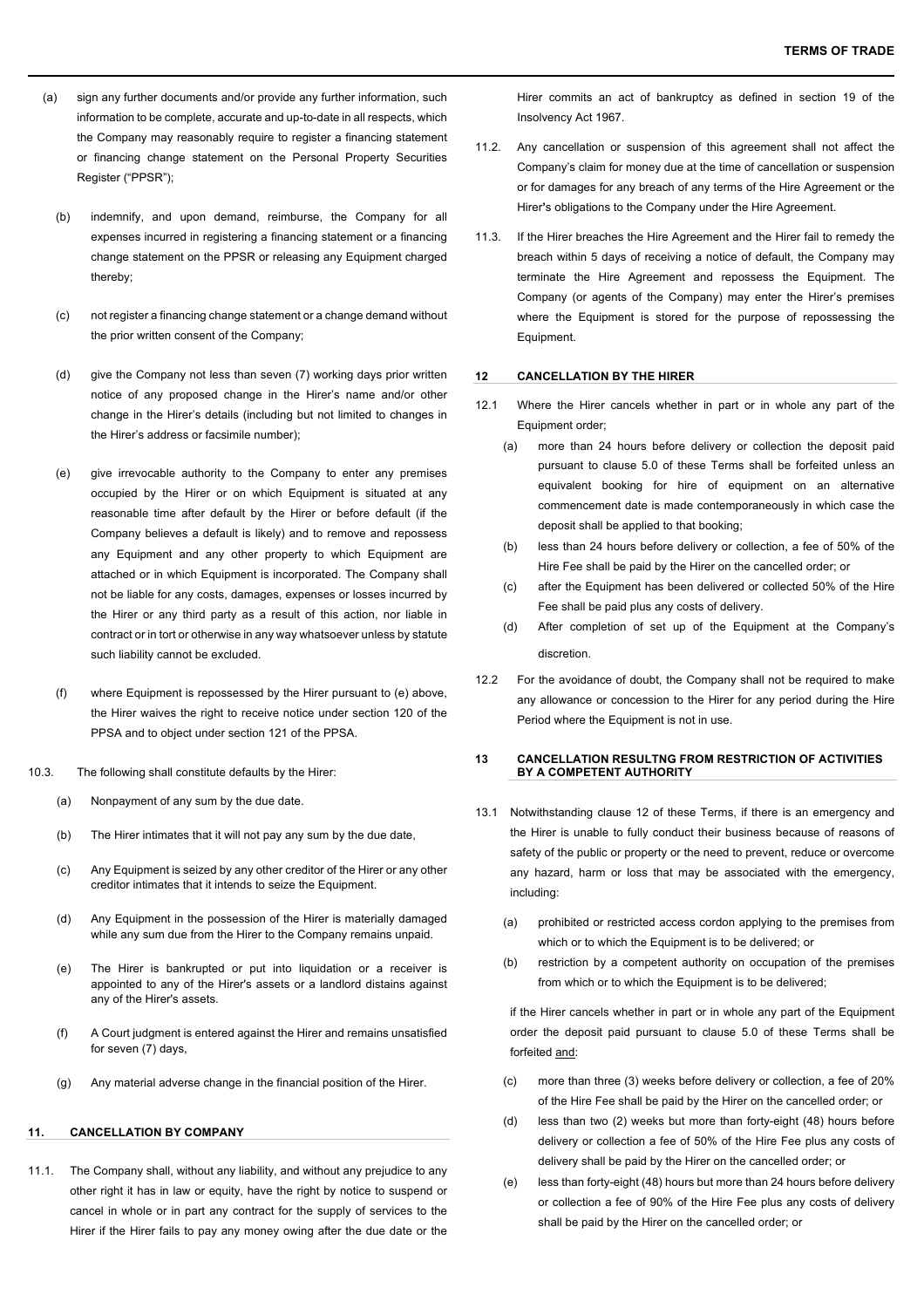(a) sign any further documents and/or provide any further information, such information to be complete, accurate and up-to-date in all respects, which the Company may reasonably require to register a financing statement or financing change statement on the Personal Property Securities Register ("PPSR");

(b) indemnify, and upon demand, reimburse, the Company for all expenses incurred in registering a financing statement or a financing change statement on the PPSR or releasing any Equipment charged thereby;

(c) not register a financing change statement or a change demand without the prior written consent of the Company;

(d) give the Company not less than seven (7) working days prior written notice of any proposed change in the Hirer's name and/or other change in the Hirer's details (including but not limited to changes in the Hirer's address or facsimile number);

(e) give irrevocable authority to the Company to enter any premises occupied by the Hirer or on which Equipment is situated at any reasonable time after default by the Hirer or before default (if the Company believes a default is likely) and to remove and repossess any Equipment and any other property to which Equipment are attached or in which Equipment is incorporated. The Company shall not be liable for any costs, damages, expenses or losses incurred by the Hirer or any third party as a result of this action, nor liable in contract or in tort or otherwise in any way whatsoever unless by statute such liability cannot be excluded.

(f) where Equipment is repossessed by the Hirer pursuant to (e) above, the Hirer waives the right to receive notice under section 120 of the PPSA and to object under section 121 of the PPSA.

10.3. The following shall constitute defaults by the Hirer:

(a) Nonpayment of any sum by the due date.

(b) The Hirer intimates that it will not pay any sum by the due date,

(c) Any Equipment is seized by any other creditor of the Hirer or any other creditor intimates that it intends to seize the Equipment.

(d) Any Equipment in the possession of the Hirer is materially damaged while any sum due from the Hirer to the Company remains unpaid.

(e) The Hirer is bankrupted or put into liquidation or a receiver is appointed to any of the Hirer's assets or a landlord distains against any of the Hirer's assets.

(f) A Court judgment is entered against the Hirer and remains unsatisfied for seven (7) days,

(g) Any material adverse change in the financial position of the Hirer.

## 11. CANCELLATION BY COMPANY

11.1. The Company shall, without any liability, and without any prejudice to any other right it has in law or equity, have the right by notice to suspend or cancel in whole or in part any contract for the supply of services to the Hirer if the Hirer fails to pay any money owing after the due date or the Hirer commits an act of bankruptcy as defined in section 19 of the Insolvency Act 1967.

11.2. Any cancellation or suspension of this agreement shall not affect the Company's claim for money due at the time of cancellation or suspension or for damages for any breach of any terms of the Hire Agreement or the Hirer's obligations to the Company under the Hire Agreement.

11.3. If the Hirer breaches the Hire Agreement and the Hirer fail to remedy the breach within 5 days of receiving a notice of default, the Company may terminate the Hire Agreement and repossess the Equipment. The Company (or agents of the Company) may enter the Hirer's premises where the Equipment is stored for the purpose of repossessing the Equipment.

## 12 CANCELLATION BY THE HIRER

12.1 Where the Hirer cancels whether in part or in whole any part of the Equipment order;

(a) more than 24 hours before delivery or collection the deposit paid pursuant to clause 5.0 of these Terms shall be forfeited unless an equivalent booking for hire of equipment on an alternative commencement date is made contemporaneously in which case the deposit shall be applied to that booking;

(b) less than 24 hours before delivery or collection, a fee of 50% of the Hire Fee shall be paid by the Hirer on the cancelled order; or

(c) after the Equipment has been delivered or collected 50% of the Hire Fee shall be paid plus any costs of delivery.

(d) After completion of set up of the Equipment at the Company's discretion.

12.2 For the avoidance of doubt, the Company shall not be required to make any allowance or concession to the Hirer for any period during the Hire Period where the Equipment is not in use.

## 13 CANCELLATION RESULTNG FROM RESTRICTION OF ACTIVITIES BY A COMPETENT AUTHORITY

13.1 Notwithstanding clause 12 of these Terms, if there is an emergency and the Hirer is unable to fully conduct their business because of reasons of safety of the public or property or the need to prevent, reduce or overcome any hazard, harm or loss that may be associated with the emergency, including:

(a) prohibited or restricted access cordon applying to the premises from which or to which the Equipment is to be delivered; or

(b) restriction by a competent authority on occupation of the premises from which or to which the Equipment is to be delivered;

if the Hirer cancels whether in part or in whole any part of the Equipment order the deposit paid pursuant to clause 5.0 of these Terms shall be forfeited <u>and</u>:

(c) more than three (3) weeks before delivery or collection, a fee of 20% of the Hire Fee shall be paid by the Hirer on the cancelled order; or

(d) less than two (2) weeks but more than forty-eight (48) hours before delivery or collection a fee of 50% of the Hire Fee plus any costs of delivery shall be paid by the Hirer on the cancelled order; or

(e) less than forty-eight (48) hours but more than 24 hours before delivery or collection a fee of 90% of the Hire Fee plus any costs of delivery shall be paid by the Hirer on the cancelled order; or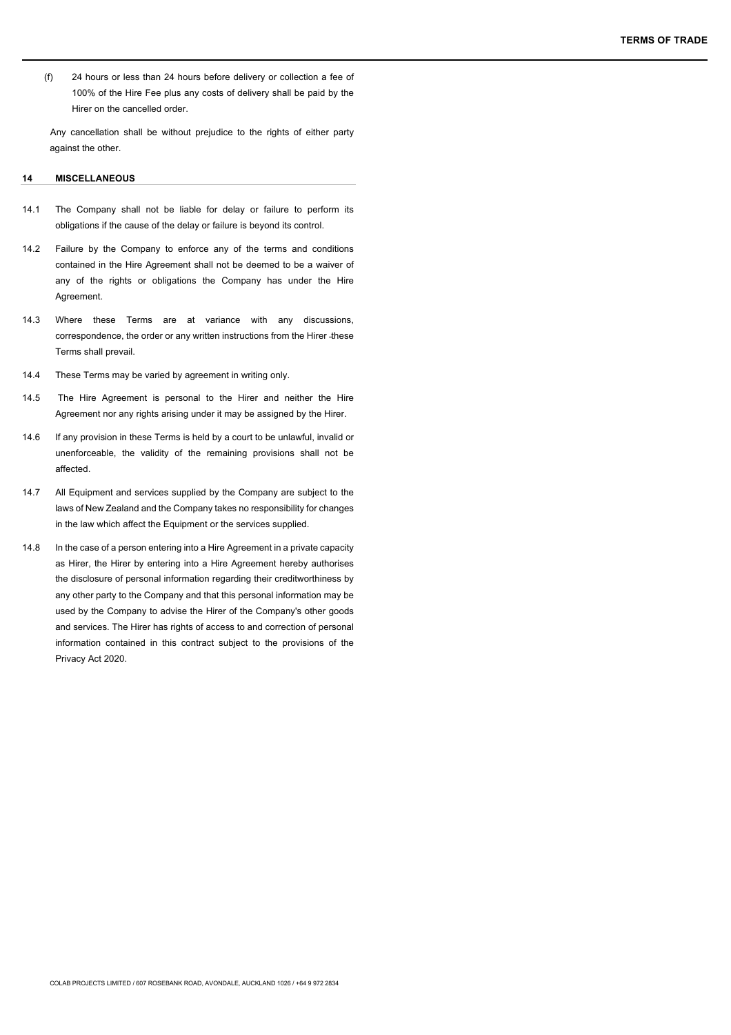(f) 24 hours or less than 24 hours before delivery or collection a fee of 100% of the Hire Fee plus any costs of delivery shall be paid by the Hirer on the cancelled order.

Any cancellation shall be without prejudice to the rights of either party against the other.

## 14 MISCELLANEOUS

14.1 The Company shall not be liable for delay or failure to perform its obligations if the cause of the delay or failure is beyond its control.

14.2 Failure by the Company to enforce any of the terms and conditions contained in the Hire Agreement shall not be deemed to be a waiver of any of the rights or obligations the Company has under the Hire Agreement.

14.3 Where these Terms are at variance with any discussions, correspondence, the order or any written instructions from the Hirer these Terms shall prevail.

14.4 These Terms may be varied by agreement in writing only.

14.5 The Hire Agreement is personal to the Hirer and neither the Hire Agreement nor any rights arising under it may be assigned by the Hirer.

14.6 If any provision in these Terms is held by a court to be unlawful, invalid or unenforceable, the validity of the remaining provisions shall not be affected.

14.7 All Equipment and services supplied by the Company are subject to the laws of New Zealand and the Company takes no responsibility for changes in the law which affect the Equipment or the services supplied.

14.8 In the case of a person entering into a Hire Agreement in a private capacity as Hirer, the Hirer by entering into a Hire Agreement hereby authorises the disclosure of personal information regarding their creditworthiness by any other party to the Company and that this personal information may be used by the Company to advise the Hirer of the Company's other goods and services. The Hirer has rights of access to and correction of personal information contained in this contract subject to the provisions of the Privacy Act 2020.